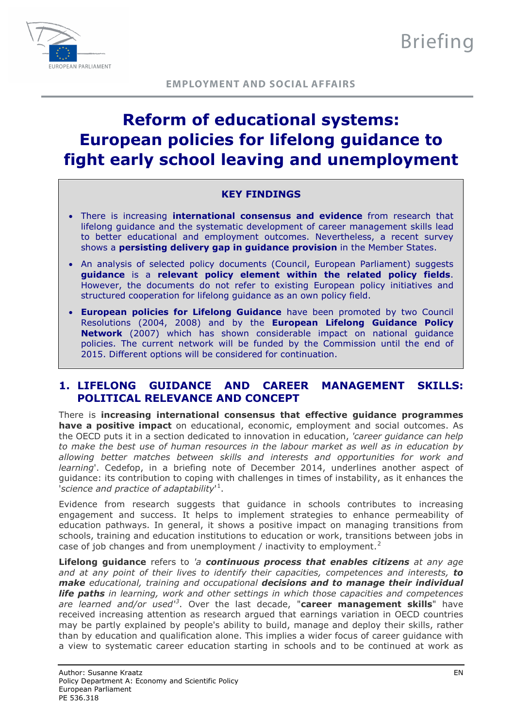Briefing

**EMPLOYMENT AND SOCIAL AFFAIRS**

# Reform of educational systems: European policies for lifelong guidance to fight early school leaving and unemployment

**KEY FINDINGS**

- There is increasing **international consensus and evidence** from research that lifelong guidance and the systematic development of career management skills lead to better educational and employment outcomes. Nevertheless, a recent survey shows a **persisting delivery gap in guidance provision** in the Member States.
- An analysis of selected policy documents (Council, European Parliament) suggests **guidance** is a **relevant policy element within the related policy fields**. However, the documents do not refer to existing European policy initiatives and structured cooperation for lifelong guidance as an own policy field.
- **European policies for Lifelong Guidance** have been promoted by two Council Resolutions (2004, 2008) and by the **European Lifelong Guidance Policy Network** (2007) which has shown considerable impact on national guidance policies. The current network will be funded by the Commission until the end of 2015. Different options will be considered for continuation.

## 1. LIFELONG GUIDANCE AND CAREER MANAGEMENT SKILLS: POLITICAL RELEVANCE AND CONCEPT

There is **increasing international consensus that effective guidance programmes have a positive impact** on educational, economic, employment and social outcomes. As the OECD puts it in a section dedicated to innovation in education, '*career guidance can help to make the best use of human resources in the labour market as well as in education by allowing better matches between skills and interests and opportunities for work and learning*'. Cedefop, in a briefing note of December 2014, underlines another aspect of guidance: its contribution to coping with challenges in times of instability, as it enhances the '*science and practice of adaptability*'[1].

Evidence from research suggests that guidance in schools contributes to increasing engagement and success. It helps to implement strategies to enhance permeability of education pathways. In general, it shows a positive impact on managing transitions from schools, training and education institutions to education or work, transitions between jobs in case of job changes and from unemployment / inactivity to employment.[2]

**Lifelong guidance** refers to *'a **continuous process that enables citizens** at any age and at any point of their lives to identify their capacities, competences and interests, **to make** educational, training and occupational **decisions and to manage their individual life paths** in learning, work and other settings in which those capacities and competences are learned and/or used'*[3]. Over the last decade, "**career management skills**" have received increasing attention as research argued that earnings variation in OECD countries may be partly explained by people's ability to build, manage and deploy their skills, rather than by education and qualification alone. This implies a wider focus of career guidance with a view to systematic career education starting in schools and to be continued at work as

Author: Susanne Kraatz
Policy Department A: Economy and Scientific Policy
European Parliament
PE 536.318

EN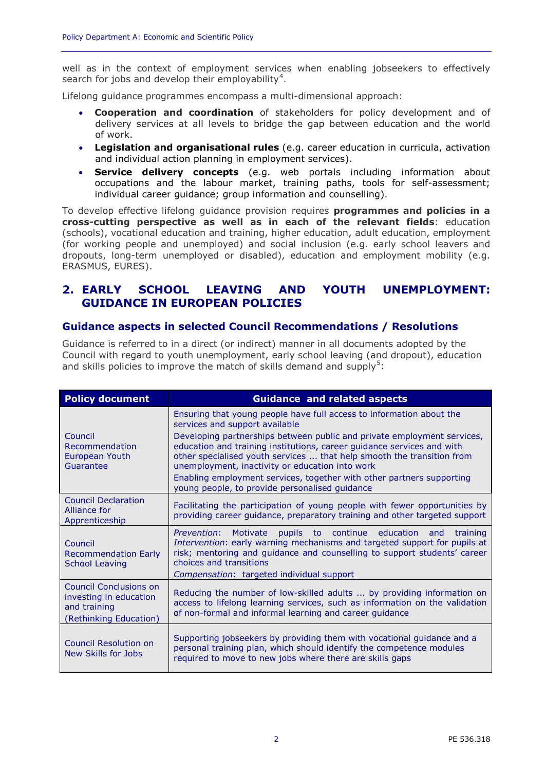well as in the context of employment services when enabling jobseekers to effectively search for jobs and develop their employability[4].

Lifelong guidance programmes encompass a multi-dimensional approach:

- **Cooperation and coordination** of stakeholders for policy development and of delivery services at all levels to bridge the gap between education and the world of work.
- **Legislation and organisational rules** (e.g. career education in curricula, activation and individual action planning in employment services).
- **Service delivery concepts** (e.g. web portals including information about occupations and the labour market, training paths, tools for self-assessment; individual career guidance; group information and counselling).

To develop effective lifelong guidance provision requires **programmes and policies in a cross-cutting perspective as well as in each of the relevant fields**: education (schools), vocational education and training, higher education, adult education, employment (for working people and unemployed) and social inclusion (e.g. early school leavers and dropouts, long-term unemployed or disabled), education and employment mobility (e.g. ERASMUS, EURES).

## 2. EARLY SCHOOL LEAVING AND YOUTH UNEMPLOYMENT: GUIDANCE IN EUROPEAN POLICIES

### Guidance aspects in selected Council Recommendations / Resolutions

Guidance is referred to in a direct (or indirect) manner in all documents adopted by the Council with regard to youth unemployment, early school leaving (and dropout), education and skills policies to improve the match of skills demand and supply[5]:

| Policy document | Guidance and related aspects |
|---|---|
| Council Recommendation European Youth Guarantee | Ensuring that young people have full access to information about the services and support available<br>Developing partnerships between public and private employment services, education and training institutions, career guidance services and with other specialised youth services ... that help smooth the transition from unemployment, inactivity or education into work<br>Enabling employment services, together with other partners supporting young people, to provide personalised guidance |
| Council Declaration Alliance for Apprenticeship | Facilitating the participation of young people with fewer opportunities by providing career guidance, preparatory training and other targeted support |
| Council Recommendation Early School Leaving | *Prevention*: Motivate pupils to continue education and training<br>*Intervention*: early warning mechanisms and targeted support for pupils at risk; mentoring and guidance and counselling to support students' career choices and transitions<br>*Compensation*: targeted individual support |
| Council Conclusions on investing in education and training (Rethinking Education) | Reducing the number of low-skilled adults ... by providing information on access to lifelong learning services, such as information on the validation of non-formal and informal learning and career guidance |
| Council Resolution on New Skills for Jobs | Supporting jobseekers by providing them with vocational guidance and a personal training plan, which should identify the competence modules required to move to new jobs where there are skills gaps |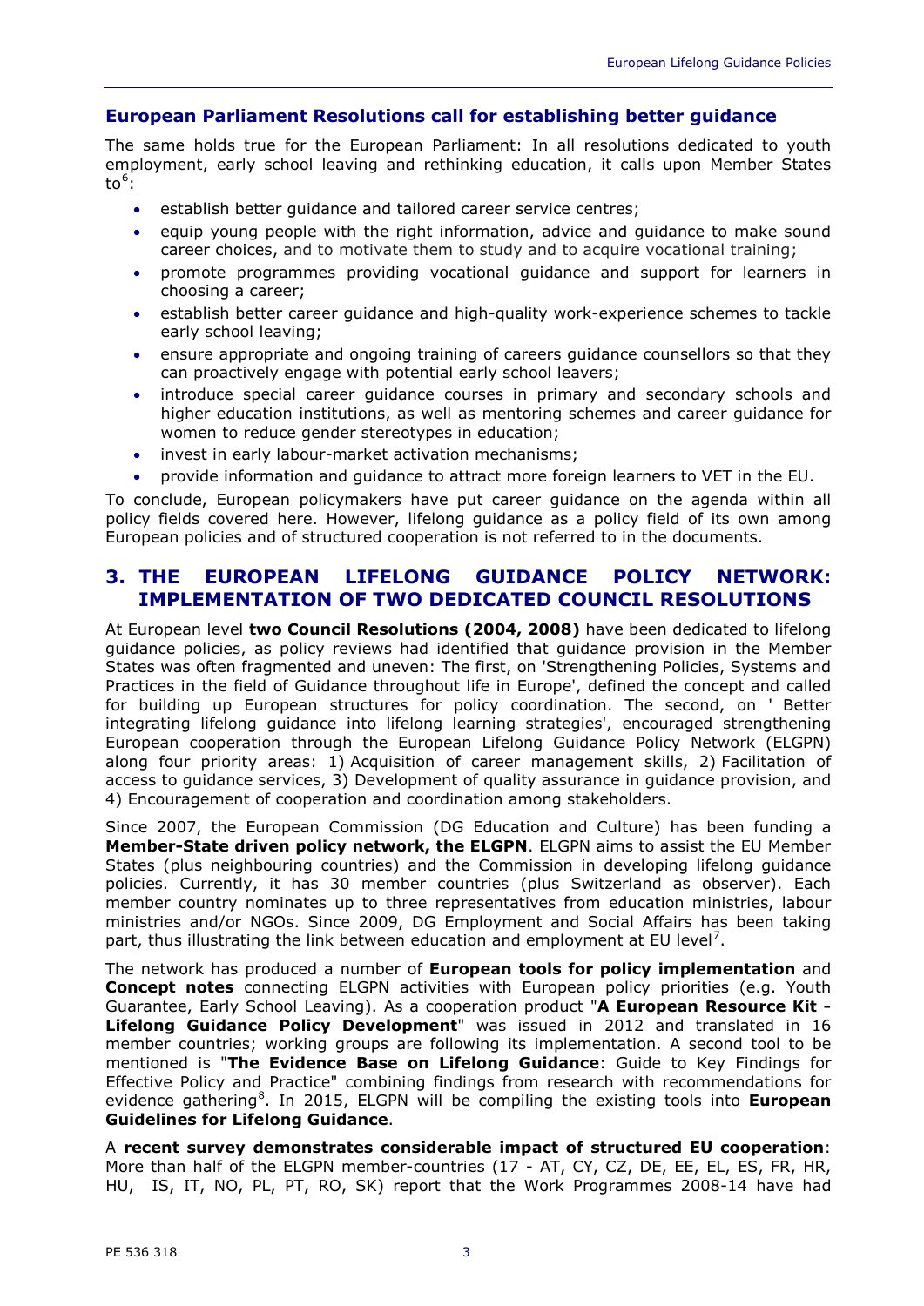## European Parliament Resolutions call for establishing better guidance

The same holds true for the European Parliament: In all resolutions dedicated to youth employment, early school leaving and rethinking education, it calls upon Member States to[6]:

- establish better guidance and tailored career service centres;
- equip young people with the right information, advice and guidance to make sound career choices, and to motivate them to study and to acquire vocational training;
- promote programmes providing vocational guidance and support for learners in choosing a career;
- establish better career guidance and high-quality work-experience schemes to tackle early school leaving;
- ensure appropriate and ongoing training of careers guidance counsellors so that they can proactively engage with potential early school leavers;
- introduce special career guidance courses in primary and secondary schools and higher education institutions, as well as mentoring schemes and career guidance for women to reduce gender stereotypes in education;
- invest in early labour-market activation mechanisms;
- provide information and guidance to attract more foreign learners to VET in the EU.

To conclude, European policymakers have put career guidance on the agenda within all policy fields covered here. However, lifelong guidance as a policy field of its own among European policies and of structured cooperation is not referred to in the documents.

# 3. THE EUROPEAN LIFELONG GUIDANCE POLICY NETWORK: IMPLEMENTATION OF TWO DEDICATED COUNCIL RESOLUTIONS

At European level **two Council Resolutions (2004, 2008)** have been dedicated to lifelong guidance policies, as policy reviews had identified that guidance provision in the Member States was often fragmented and uneven: The first, on 'Strengthening Policies, Systems and Practices in the field of Guidance throughout life in Europe', defined the concept and called for building up European structures for policy coordination. The second, on ' Better integrating lifelong guidance into lifelong learning strategies', encouraged strengthening European cooperation through the European Lifelong Guidance Policy Network (ELGPN) along four priority areas: 1) Acquisition of career management skills, 2) Facilitation of access to guidance services, 3) Development of quality assurance in guidance provision, and 4) Encouragement of cooperation and coordination among stakeholders.

Since 2007, the European Commission (DG Education and Culture) has been funding a **Member-State driven policy network, the ELGPN**. ELGPN aims to assist the EU Member States (plus neighbouring countries) and the Commission in developing lifelong guidance policies. Currently, it has 30 member countries (plus Switzerland as observer). Each member country nominates up to three representatives from education ministries, labour ministries and/or NGOs. Since 2009, DG Employment and Social Affairs has been taking part, thus illustrating the link between education and employment at EU level[7].

The network has produced a number of **European tools for policy implementation** and **Concept notes** connecting ELGPN activities with European policy priorities (e.g. Youth Guarantee, Early School Leaving). As a cooperation product "**A European Resource Kit - Lifelong Guidance Policy Development**" was issued in 2012 and translated in 16 member countries; working groups are following its implementation. A second tool to be mentioned is "**The Evidence Base on Lifelong Guidance**: Guide to Key Findings for Effective Policy and Practice" combining findings from research with recommendations for evidence gathering[8]. In 2015, ELGPN will be compiling the existing tools into **European Guidelines for Lifelong Guidance**.

A **recent survey demonstrates considerable impact of structured EU cooperation**: More than half of the ELGPN member-countries (17 - AT, CY, CZ, DE, EE, EL, ES, FR, HR, HU, IS, IT, NO, PL, PT, RO, SK) report that the Work Programmes 2008-14 have had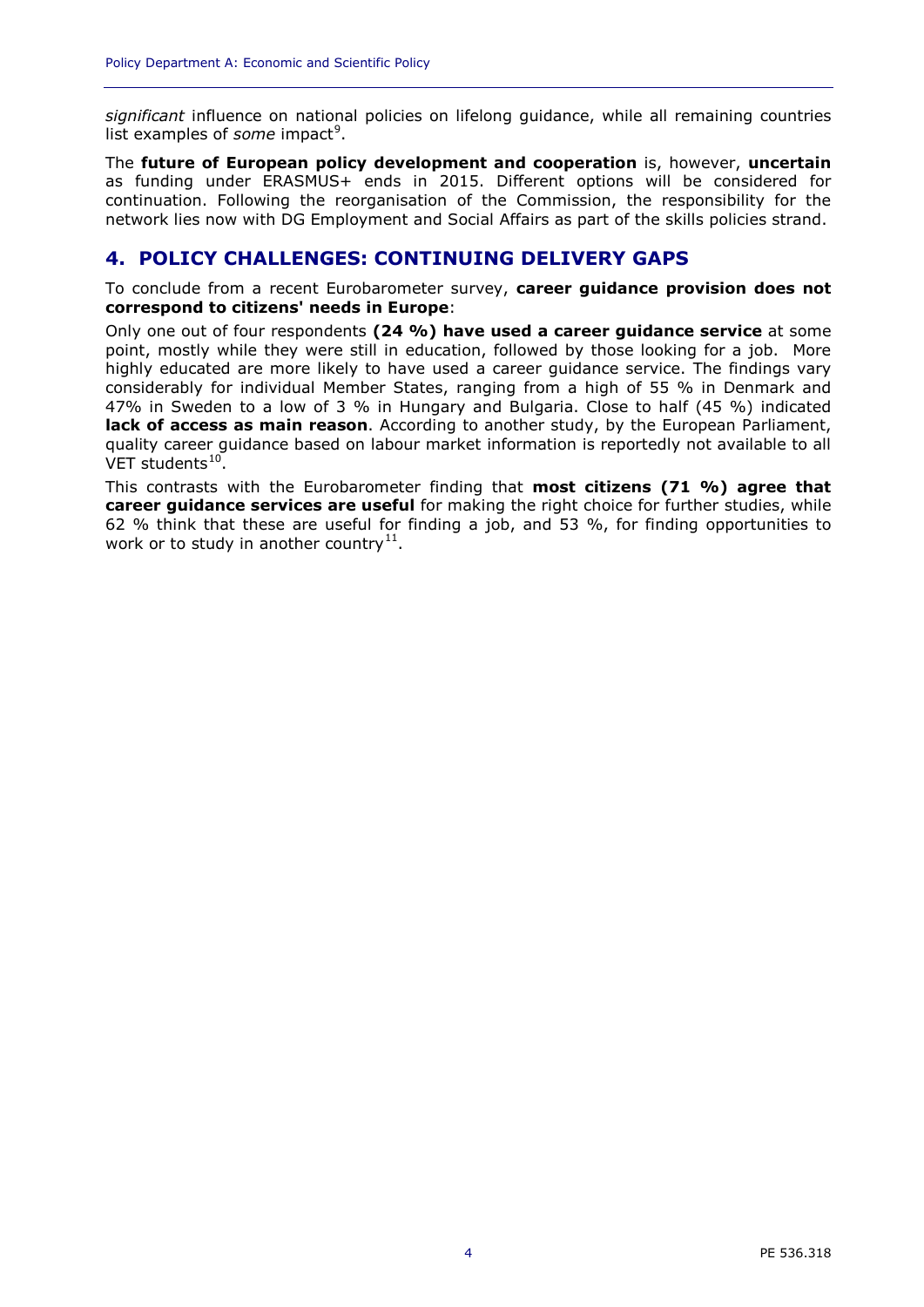*significant* influence on national policies on lifelong guidance, while all remaining countries list examples of *some* impact[9].

The **future of European policy development and cooperation** is, however, **uncertain** as funding under ERASMUS+ ends in 2015. Different options will be considered for continuation. Following the reorganisation of the Commission, the responsibility for the network lies now with DG Employment and Social Affairs as part of the skills policies strand.

## 4. POLICY CHALLENGES: CONTINUING DELIVERY GAPS

To conclude from a recent Eurobarometer survey, **career guidance provision does not correspond to citizens' needs in Europe**:

Only one out of four respondents **(24 %) have used a career guidance service** at some point, mostly while they were still in education, followed by those looking for a job. More highly educated are more likely to have used a career guidance service. The findings vary considerably for individual Member States, ranging from a high of 55 % in Denmark and 47% in Sweden to a low of 3 % in Hungary and Bulgaria. Close to half (45 %) indicated **lack of access as main reason**. According to another study, by the European Parliament, quality career guidance based on labour market information is reportedly not available to all VET students[10].

This contrasts with the Eurobarometer finding that **most citizens (71 %) agree that career guidance services are useful** for making the right choice for further studies, while 62 % think that these are useful for finding a job, and 53 %, for finding opportunities to work or to study in another country[11].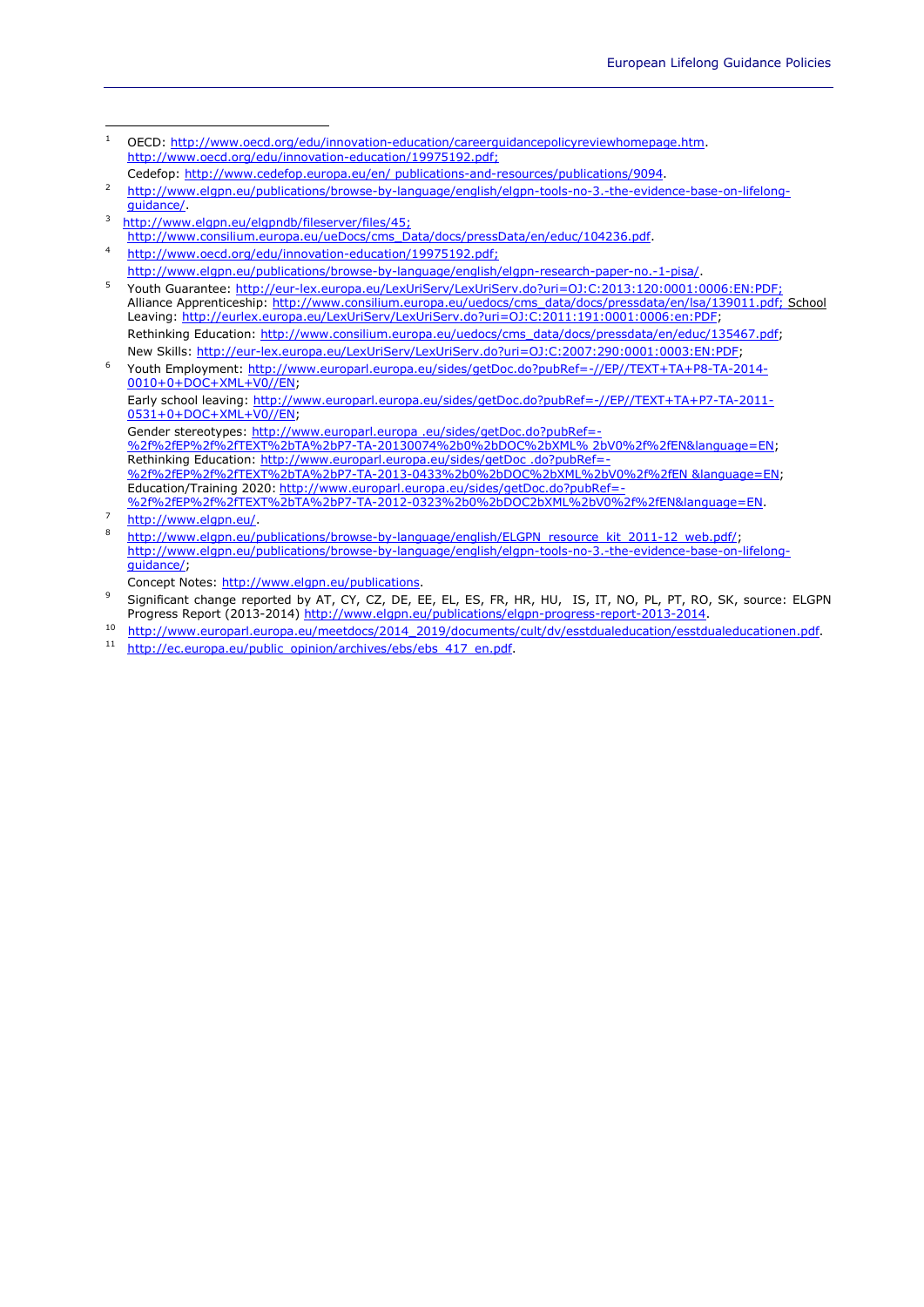1 OECD: http://www.oecd.org/edu/innovation-education/careerguidancepolicyreviewhomepage.htm. http://www.oecd.org/edu/innovation-education/19975192.pdf;
Cedefop: http://www.cedefop.europa.eu/en/ publications-and-resources/publications/9094.

2 http://www.elgpn.eu/publications/browse-by-language/english/elgpn-tools-no-3.-the-evidence-base-on-lifelong-guidance/.

3 http://www.elgpn.eu/elgpndb/fileserver/files/45; http://www.consilium.europa.eu/ueDocs/cms_Data/docs/pressData/en/educ/104236.pdf.

4 http://www.oecd.org/edu/innovation-education/19975192.pdf; http://www.elgpn.eu/publications/browse-by-language/english/elgpn-research-paper-no.-1-pisa/.

5 Youth Guarantee: http://eur-lex.europa.eu/LexUriServ/LexUriServ.do?uri=OJ:C:2013:120:0001:0006:EN:PDF; Alliance Apprenticeship: http://www.consilium.europa.eu/uedocs/cms_data/docs/pressdata/en/lsa/139011.pdf; School Leaving: http://eurlex.europa.eu/LexUriServ/LexUriServ.do?uri=OJ:C:2011:191:0001:0006:en:PDF;
Rethinking Education: http://www.consilium.europa.eu/uedocs/cms_data/docs/pressdata/en/educ/135467.pdf;
New Skills: http://eur-lex.europa.eu/LexUriServ/LexUriServ.do?uri=OJ:C:2007:290:0001:0003:EN:PDF;

6 Youth Employment: http://www.europarl.europa.eu/sides/getDoc.do?pubRef=-//EP//TEXT+TA+P8-TA-2014-0010+0+DOC+XML+V0//EN;
Early school leaving: http://www.europarl.europa.eu/sides/getDoc.do?pubRef=-//EP//TEXT+TA+P7-TA-2011-0531+0+DOC+XML+V0//EN;
Gender stereotypes: http://www.europarl.europa .eu/sides/getDoc.do?pubRef=-%2f%2fEP%2f%2fTEXT%2bTA%2bP7-TA-20130074%2b0%2bDOC%2bXML% 2bV0%2f%2fEN&language=EN;
Rethinking Education: http://www.europarl.europa.eu/sides/getDoc .do?pubRef=-%2f%2fEP%2f%2fTEXT%2bTA%2bP7-TA-2013-0433%2b0%2bDOC%2bXML%2bV0%2f%2fEN &language=EN;
Education/Training 2020: http://www.europarl.europa.eu/sides/getDoc.do?pubRef=-%2f%2fEP%2f%2fTEXT%2bTA%2bP7-TA-2012-0323%2b0%2bDOC2bXML%2bV0%2f%2fEN&language=EN.

7 http://www.elgpn.eu/.

8 http://www.elgpn.eu/publications/browse-by-language/english/ELGPN_resource_kit_2011-12_web.pdf/; http://www.elgpn.eu/publications/browse-by-language/english/elgpn-tools-no-3.-the-evidence-base-on-lifelong-guidance/;
Concept Notes: http://www.elgpn.eu/publications.

9 Significant change reported by AT, CY, CZ, DE, EE, EL, ES, FR, HR, HU, IS, IT, NO, PL, PT, RO, SK, source: ELGPN Progress Report (2013-2014) http://www.elgpn.eu/publications/elgpn-progress-report-2013-2014.

10 http://www.europarl.europa.eu/meetdocs/2014_2019/documents/cult/dv/esstdualeducation/esstdualeducationen.pdf.

11 http://ec.europa.eu/public_opinion/archives/ebs/ebs_417_en.pdf.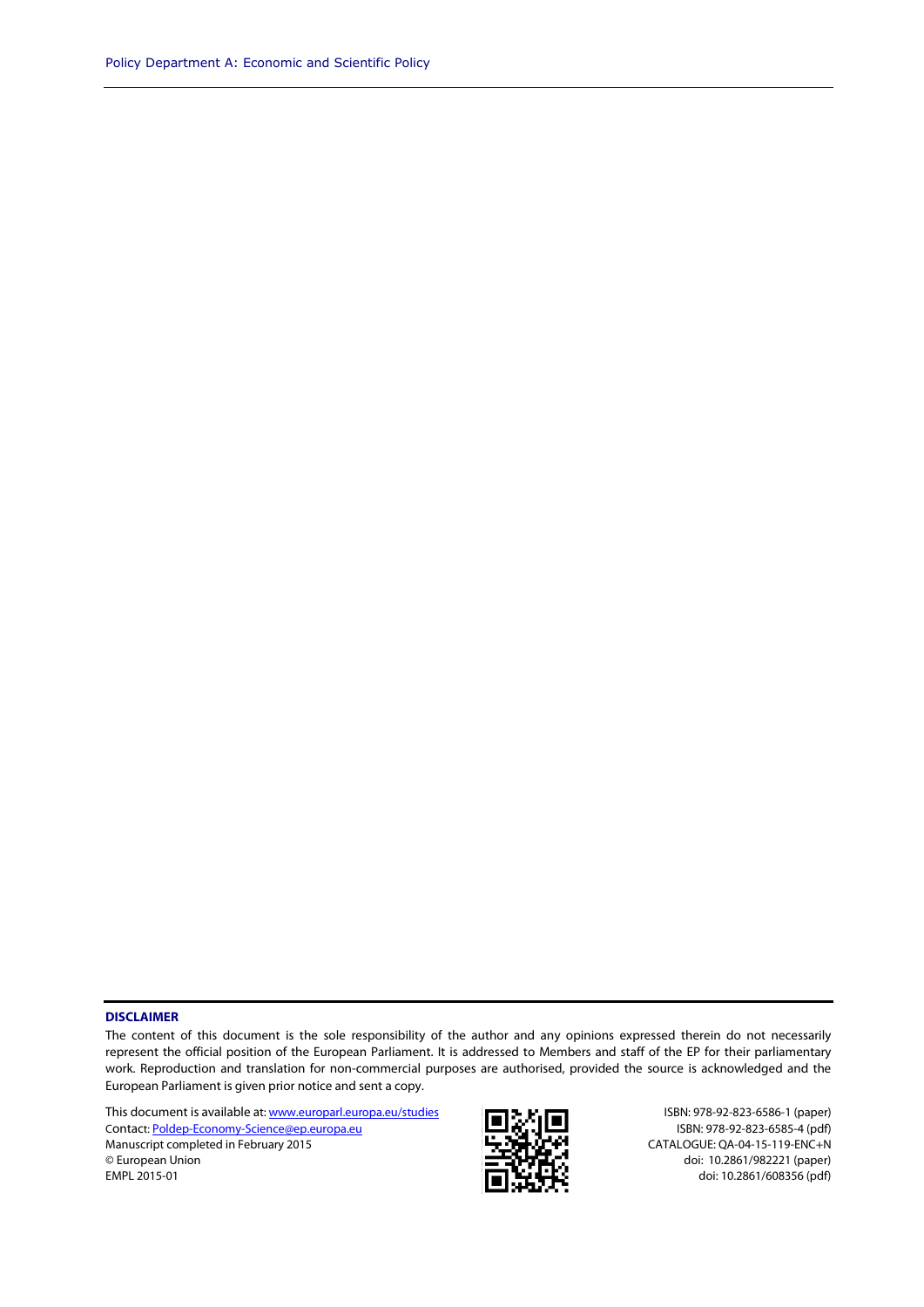**DISCLAIMER**

The content of this document is the sole responsibility of the author and any opinions expressed therein do not necessarily represent the official position of the European Parliament. It is addressed to Members and staff of the EP for their parliamentary work. Reproduction and translation for non-commercial purposes are authorised, provided the source is acknowledged and the European Parliament is given prior notice and sent a copy.

This document is available at: www.europarl.europa.eu/studies
Contact: Poldep-Economy-Science@ep.europa.eu
Manuscript completed in February 2015
© European Union
EMPL 2015-01

ISBN: 978-92-823-6586-1 (paper)
ISBN: 978-92-823-6585-4 (pdf)
CATALOGUE: QA-04-15-119-ENC+N
doi: 10.2861/982221 (paper)
doi: 10.2861/608356 (pdf)